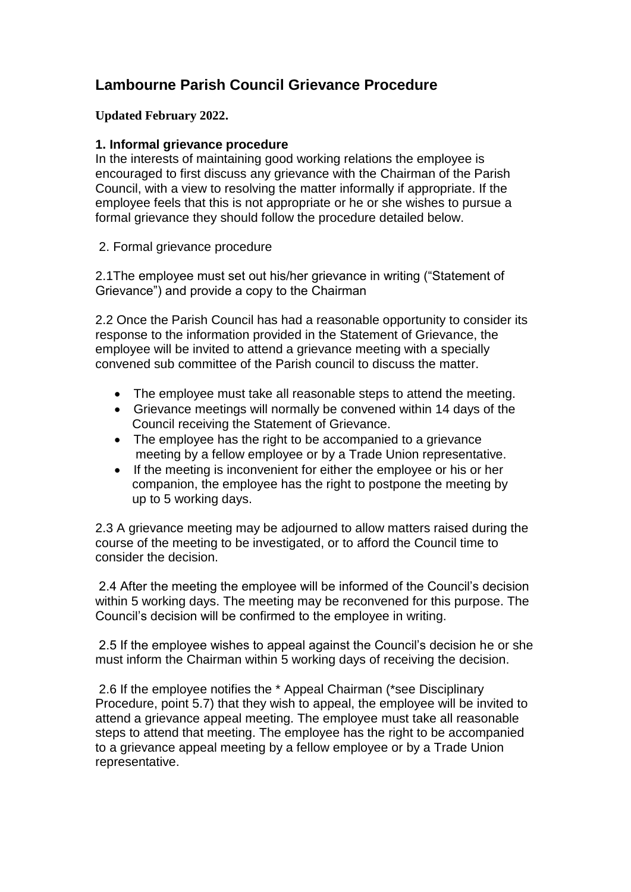# Lambourne Parish Council Grievance Procedure

**Updated February 2022.**

### 1. Informal grievance procedure

In the interests of maintaining good working relations the employee is encouraged to first discuss any grievance with the Chairman of the Parish Council, with a view to resolving the matter informally if appropriate. If the employee feels that this is not appropriate or he or she wishes to pursue a formal grievance they should follow the procedure detailed below.

2. Formal grievance procedure

2.1The employee must set out his/her grievance in writing ("Statement of Grievance") and provide a copy to the Chairman

2.2 Once the Parish Council has had a reasonable opportunity to consider its response to the information provided in the Statement of Grievance, the employee will be invited to attend a grievance meeting with a specially convened sub committee of the Parish council to discuss the matter.

- The employee must take all reasonable steps to attend the meeting.
- Grievance meetings will normally be convened within 14 days of the Council receiving the Statement of Grievance.
- The employee has the right to be accompanied to a grievance meeting by a fellow employee or by a Trade Union representative.
- If the meeting is inconvenient for either the employee or his or her companion, the employee has the right to postpone the meeting by up to 5 working days.

2.3 A grievance meeting may be adjourned to allow matters raised during the course of the meeting to be investigated, or to afford the Council time to consider the decision.

2.4 After the meeting the employee will be informed of the Council's decision within 5 working days. The meeting may be reconvened for this purpose. The Council's decision will be confirmed to the employee in writing.

2.5 If the employee wishes to appeal against the Council's decision he or she must inform the Chairman within 5 working days of receiving the decision.

2.6 If the employee notifies the * Appeal Chairman (*see Disciplinary Procedure, point 5.7) that they wish to appeal, the employee will be invited to attend a grievance appeal meeting. The employee must take all reasonable steps to attend that meeting. The employee has the right to be accompanied to a grievance appeal meeting by a fellow employee or by a Trade Union representative.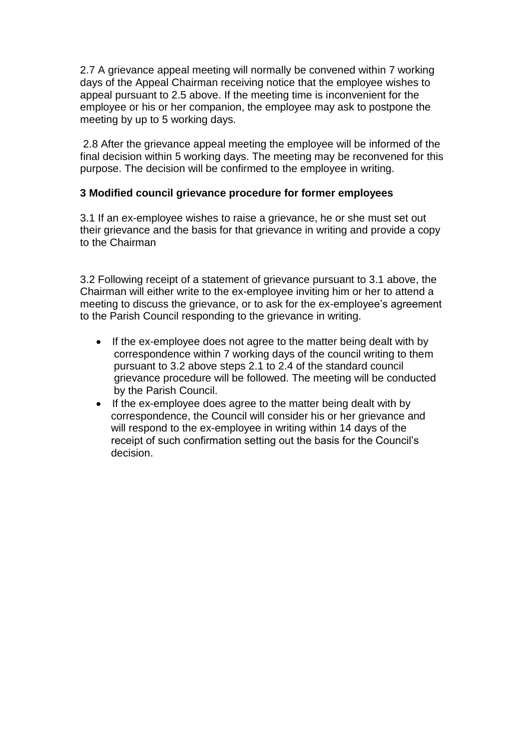2.7 A grievance appeal meeting will normally be convened within 7 working days of the Appeal Chairman receiving notice that the employee wishes to appeal pursuant to 2.5 above. If the meeting time is inconvenient for the employee or his or her companion, the employee may ask to postpone the meeting by up to 5 working days.

2.8 After the grievance appeal meeting the employee will be informed of the final decision within 5 working days. The meeting may be reconvened for this purpose. The decision will be confirmed to the employee in writing.

### 3 Modified council grievance procedure for former employees

3.1 If an ex-employee wishes to raise a grievance, he or she must set out their grievance and the basis for that grievance in writing and provide a copy to the Chairman

3.2 Following receipt of a statement of grievance pursuant to 3.1 above, the Chairman will either write to the ex-employee inviting him or her to attend a meeting to discuss the grievance, or to ask for the ex-employee's agreement to the Parish Council responding to the grievance in writing.

- If the ex-employee does not agree to the matter being dealt with by correspondence within 7 working days of the council writing to them pursuant to 3.2 above steps 2.1 to 2.4 of the standard council grievance procedure will be followed. The meeting will be conducted by the Parish Council.
- If the ex-employee does agree to the matter being dealt with by correspondence, the Council will consider his or her grievance and will respond to the ex-employee in writing within 14 days of the receipt of such confirmation setting out the basis for the Council's decision.